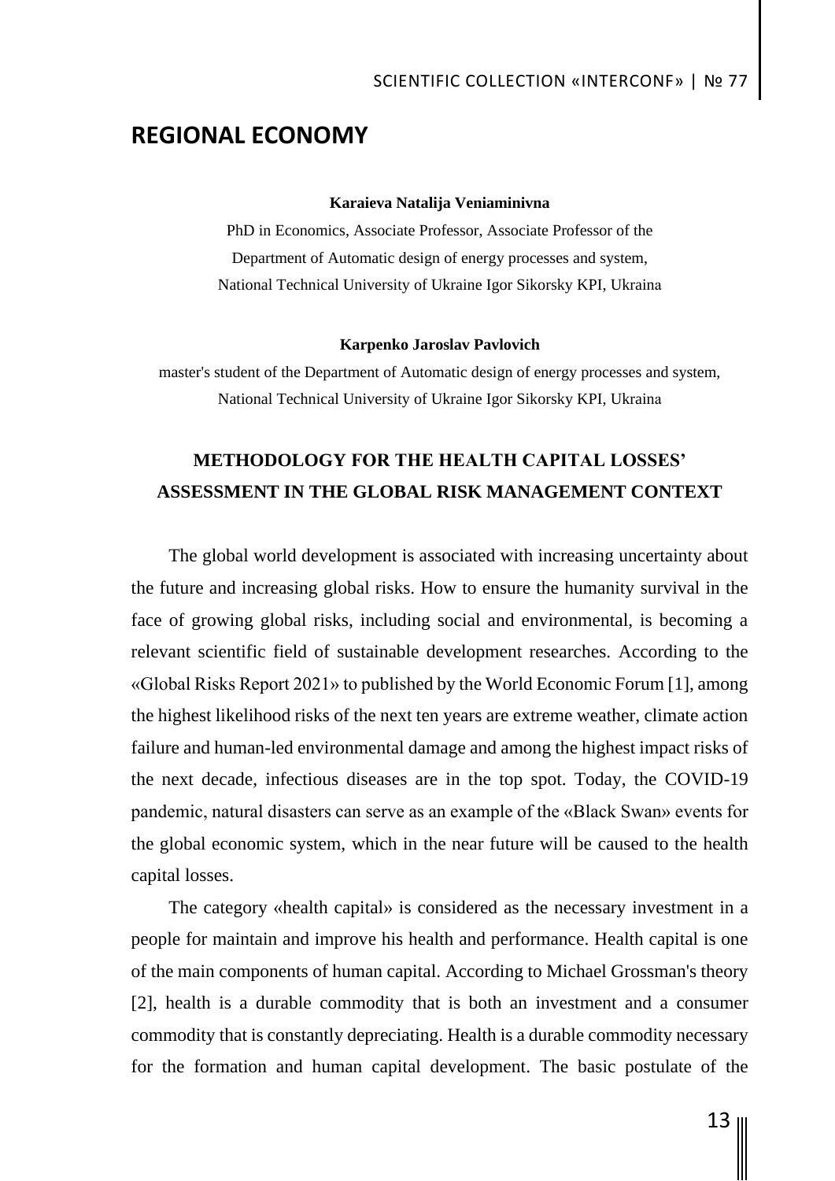# REGIONAL ECONOMY

**Karaieva Natalija Veniaminivna**

PhD in Economics, Associate Professor, Associate Professor of the Department of Automatic design of energy processes and system, National Technical University of Ukraine Igor Sikorsky KPI, Ukraina

**Karpenko Jaroslav Pavlovich**

master's student of the Department of Automatic design of energy processes and system, National Technical University of Ukraine Igor Sikorsky KPI, Ukraina

## METHODOLOGY FOR THE HEALTH CAPITAL LOSSES' ASSESSMENT IN THE GLOBAL RISK MANAGEMENT CONTEXT

The global world development is associated with increasing uncertainty about the future and increasing global risks. How to ensure the humanity survival in the face of growing global risks, including social and environmental, is becoming a relevant scientific field of sustainable development researches. According to the «Global Risks Report 2021» to published by the World Economic Forum [1], among the highest likelihood risks of the next ten years are extreme weather, climate action failure and human-led environmental damage and among the highest impact risks of the next decade, infectious diseases are in the top spot. Today, the COVID-19 pandemic, natural disasters can serve as an example of the «Black Swan» events for the global economic system, which in the near future will be caused to the health capital losses.

The category «health capital» is considered as the necessary investment in a people for maintain and improve his health and performance. Health capital is one of the main components of human capital. According to Michael Grossman's theory [2], health is a durable commodity that is both an investment and a consumer commodity that is constantly depreciating. Health is a durable commodity necessary for the formation and human capital development. The basic postulate of the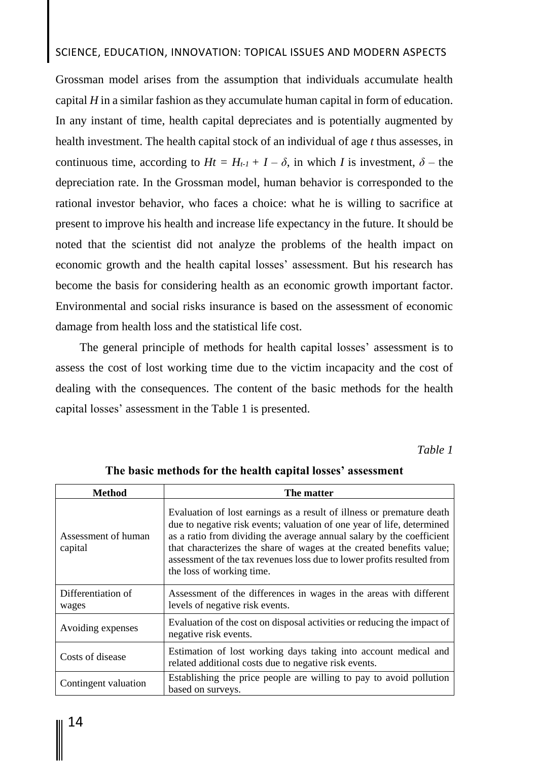Grossman model arises from the assumption that individuals accumulate health capital $H$ in a similar fashion as they accumulate human capital in form of education. In any instant of time, health capital depreciates and is potentially augmented by health investment. The health capital stock of an individual of age $t$ thus assesses, in continuous time, according to $Ht = H_{t-1} + I - \delta$, in which $I$ is investment, $\delta$ – the depreciation rate. In the Grossman model, human behavior is corresponded to the rational investor behavior, who faces a choice: what he is willing to sacrifice at present to improve his health and increase life expectancy in the future. It should be noted that the scientist did not analyze the problems of the health impact on economic growth and the health capital losses' assessment. But his research has become the basis for considering health as an economic growth important factor. Environmental and social risks insurance is based on the assessment of economic damage from health loss and the statistical life cost.

The general principle of methods for health capital losses' assessment is to assess the cost of lost working time due to the victim incapacity and the cost of dealing with the consequences. The content of the basic methods for the health capital losses' assessment in the Table 1 is presented.

*Table 1*

**The basic methods for the health capital losses' assessment**

| Method | The matter |
|---|---|
| Assessment of human capital | Evaluation of lost earnings as a result of illness or premature death due to negative risk events; valuation of one year of life, determined as a ratio from dividing the average annual salary by the coefficient that characterizes the share of wages at the created benefits value; assessment of the tax revenues loss due to lower profits resulted from the loss of working time. |
| Differentiation of wages | Assessment of the differences in wages in the areas with different levels of negative risk events. |
| Avoiding expenses | Evaluation of the cost on disposal activities or reducing the impact of negative risk events. |
| Costs of disease | Estimation of lost working days taking into account medical and related additional costs due to negative risk events. |
| Contingent valuation | Establishing the price people are willing to pay to avoid pollution based on surveys. |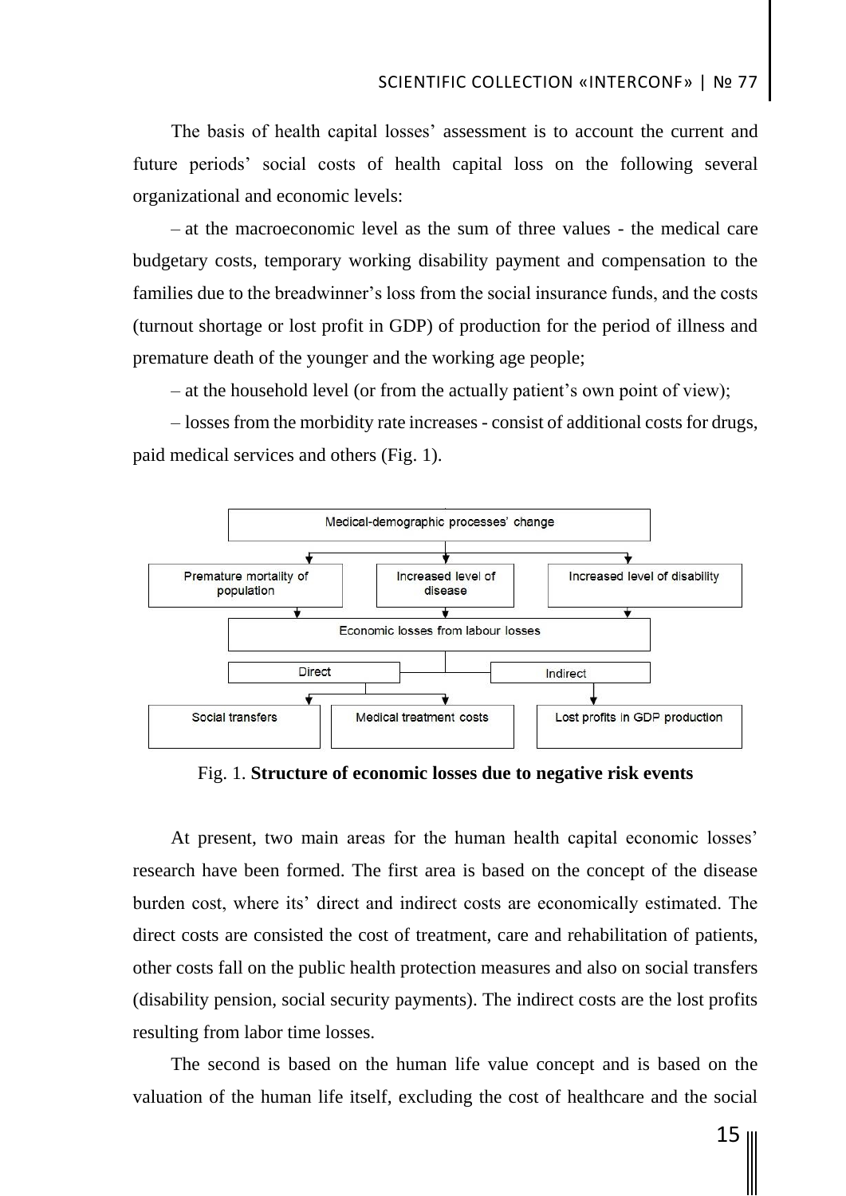The basis of health capital losses' assessment is to account the current and future periods' social costs of health capital loss on the following several organizational and economic levels:

– at the macroeconomic level as the sum of three values - the medical care budgetary costs, temporary working disability payment and compensation to the families due to the breadwinner's loss from the social insurance funds, and the costs (turnout shortage or lost profit in GDP) of production for the period of illness and premature death of the younger and the working age people;

– at the household level (or from the actually patient's own point of view);

– losses from the morbidity rate increases - consist of additional costs for drugs, paid medical services and others (Fig. 1).

```
                  Medical-demographic processes' change
                 /                 |                      \
Premature mortality of    Increased level of     Increased level of disability
population                disease
                 \                 |                      /
                  Economic losses from labour losses
              Direct                                  Indirect
           /          \                                  |
Social transfers   Medical treatment costs   Lost profits in GDP production
```

Fig. 1. **Structure of economic losses due to negative risk events**

At present, two main areas for the human health capital economic losses' research have been formed. The first area is based on the concept of the disease burden cost, where its' direct and indirect costs are economically estimated. The direct costs are consisted the cost of treatment, care and rehabilitation of patients, other costs fall on the public health protection measures and also on social transfers (disability pension, social security payments). The indirect costs are the lost profits resulting from labor time losses.

The second is based on the human life value concept and is based on the valuation of the human life itself, excluding the cost of healthcare and the social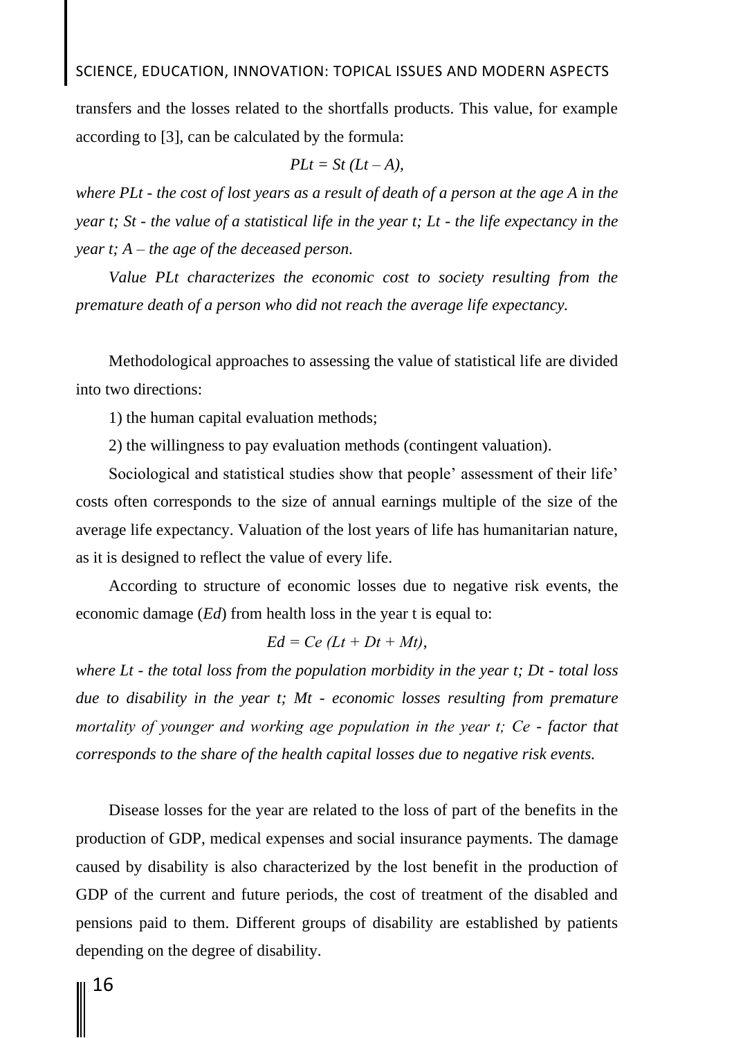transfers and the losses related to the shortfalls products. This value, for example according to [3], can be calculated by the formula:

$$PLt = St\,(Lt - A),$$

*where PLt - the cost of lost years as a result of death of a person at the age A in the year t; St - the value of a statistical life in the year t; Lt - the life expectancy in the year t; A – the age of the deceased person.*

*Value PLt characterizes the economic cost to society resulting from the premature death of a person who did not reach the average life expectancy.*

Methodological approaches to assessing the value of statistical life are divided into two directions:

1) the human capital evaluation methods;

2) the willingness to pay evaluation methods (contingent valuation).

Sociological and statistical studies show that people' assessment of their life' costs often corresponds to the size of annual earnings multiple of the size of the average life expectancy. Valuation of the lost years of life has humanitarian nature, as it is designed to reflect the value of every life.

According to structure of economic losses due to negative risk events, the economic damage (*Ed*) from health loss in the year t is equal to:

$$Ed = Ce\,(Lt + Dt + Mt),$$

*where Lt - the total loss from the population morbidity in the year t; Dt - total loss due to disability in the year t; Mt - economic losses resulting from premature mortality of younger and working age population in the year t; Ce - factor that corresponds to the share of the health capital losses due to negative risk events.*

Disease losses for the year are related to the loss of part of the benefits in the production of GDP, medical expenses and social insurance payments. The damage caused by disability is also characterized by the lost benefit in the production of GDP of the current and future periods, the cost of treatment of the disabled and pensions paid to them. Different groups of disability are established by patients depending on the degree of disability.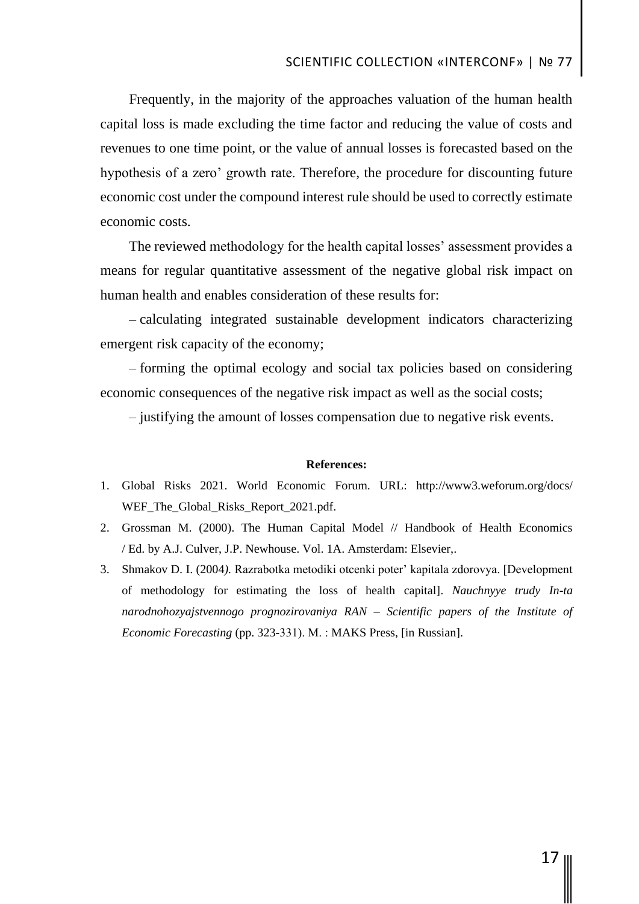Frequently, in the majority of the approaches valuation of the human health capital loss is made excluding the time factor and reducing the value of costs and revenues to one time point, or the value of annual losses is forecasted based on the hypothesis of a zero' growth rate. Therefore, the procedure for discounting future economic cost under the compound interest rule should be used to correctly estimate economic costs.

The reviewed methodology for the health capital losses' assessment provides a means for regular quantitative assessment of the negative global risk impact on human health and enables consideration of these results for:

– calculating integrated sustainable development indicators characterizing emergent risk capacity of the economy;

– forming the optimal ecology and social tax policies based on considering economic consequences of the negative risk impact as well as the social costs;

– justifying the amount of losses compensation due to negative risk events.

**References:**

1. Global Risks 2021. World Economic Forum. URL: http://www3.weforum.org/docs/WEF_The_Global_Risks_Report_2021.pdf.
2. Grossman M. (2000). The Human Capital Model // Handbook of Health Economics / Ed. by A.J. Culver, J.P. Newhouse. Vol. 1A. Amsterdam: Elsevier,.
3. Shmakov D. I. (2004*).* Razrabotka metodiki otcenki poter' kapitala zdorovya. [Development of methodology for estimating the loss of health capital]. *Nauchnyye trudy In-ta narodnohozyajstvennogo prognozirovaniya RAN – Scientific papers of the Institute of Economic Forecasting* (pp. 323-331). M. : MAKS Press, [in Russian].